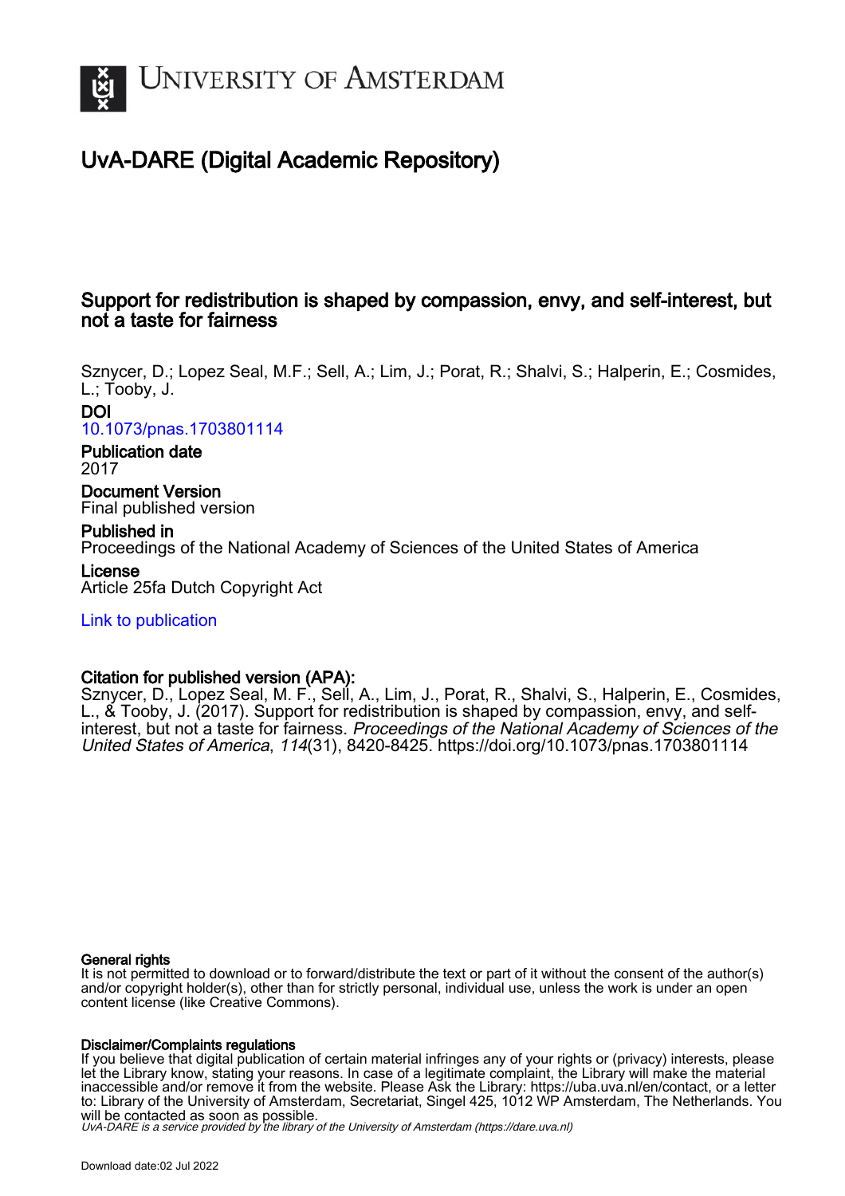# UvA-DARE (Digital Academic Repository)

## Support for redistribution is shaped by compassion, envy, and self-interest, but not a taste for fairness

Sznycer, D.; Lopez Seal, M.F.; Sell, A.; Lim, J.; Porat, R.; Shalvi, S.; Halperin, E.; Cosmides, L.; Tooby, J.

**DOI**
10.1073/pnas.1703801114

**Publication date**
2017

**Document Version**
Final published version

**Published in**
Proceedings of the National Academy of Sciences of the United States of America

**License**
Article 25fa Dutch Copyright Act

Link to publication

**Citation for published version (APA):**
Sznycer, D., Lopez Seal, M. F., Sell, A., Lim, J., Porat, R., Shalvi, S., Halperin, E., Cosmides, L., & Tooby, J. (2017). Support for redistribution is shaped by compassion, envy, and self-interest, but not a taste for fairness. *Proceedings of the National Academy of Sciences of the United States of America*, *114*(31), 8420-8425. https://doi.org/10.1073/pnas.1703801114

**General rights**
It is not permitted to download or to forward/distribute the text or part of it without the consent of the author(s) and/or copyright holder(s), other than for strictly personal, individual use, unless the work is under an open content license (like Creative Commons).

**Disclaimer/Complaints regulations**
If you believe that digital publication of certain material infringes any of your rights or (privacy) interests, please let the Library know, stating your reasons. In case of a legitimate complaint, the Library will make the material inaccessible and/or remove it from the website. Please Ask the Library: https://uba.uva.nl/en/contact, or a letter to: Library of the University of Amsterdam, Secretariat, Singel 425, 1012 WP Amsterdam, The Netherlands. You will be contacted as soon as possible.

*UvA-DARE is a service provided by the library of the University of Amsterdam (https://dare.uva.nl)*

Download date:02 Jul 2022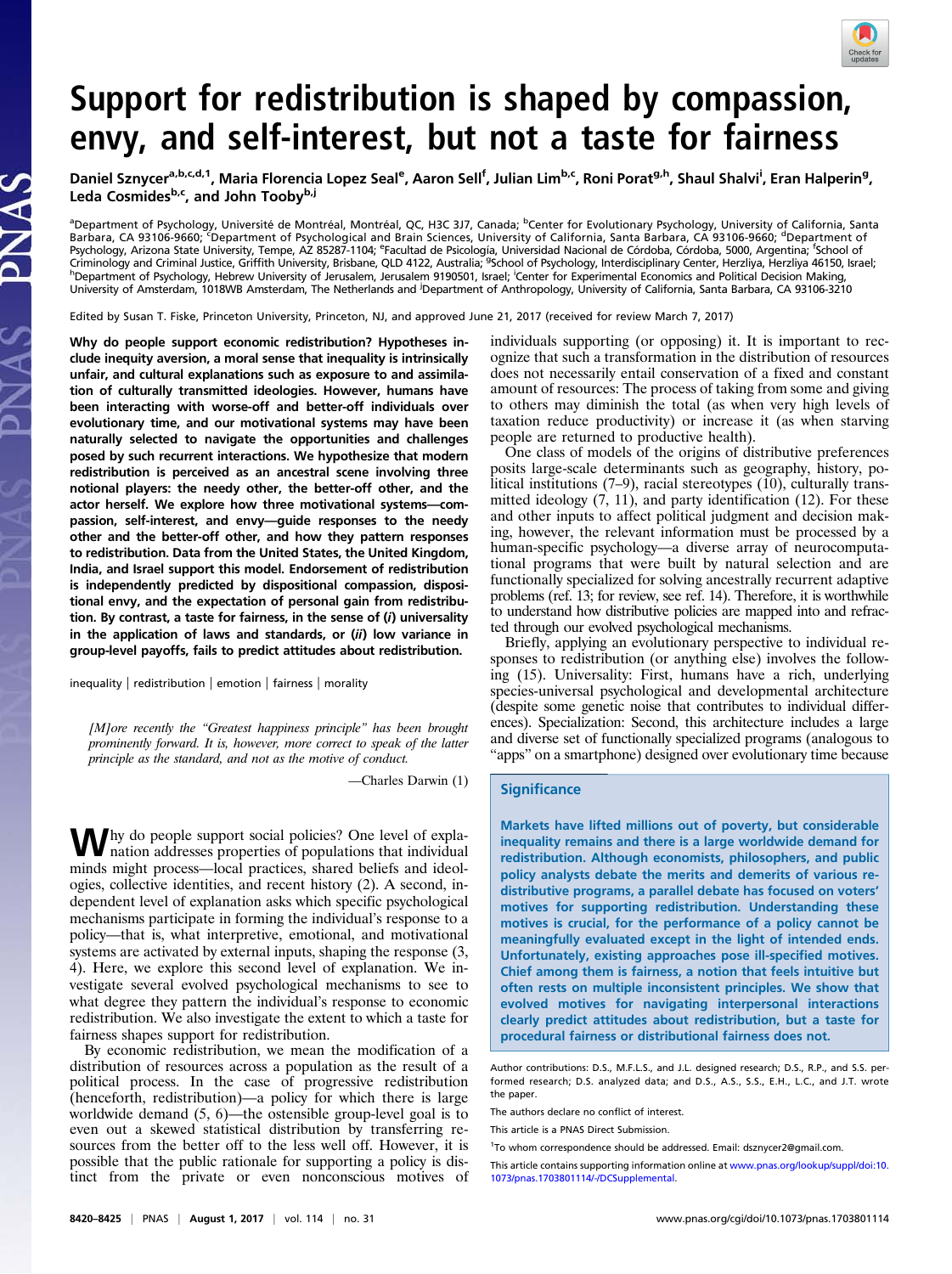# Support for redistribution is shaped by compassion, envy, and self-interest, but not a taste for fairness

Daniel Sznycer[a,b,c,d,1], Maria Florencia Lopez Seal[e], Aaron Sell[f], Julian Lim[b,c], Roni Porat[g,h], Shaul Shalvi[i], Eran Halperin[g], Leda Cosmides[b,c], and John Tooby[b,j]

[a]Department of Psychology, Université de Montréal, Montréal, QC, H3C 3J7, Canada; [b]Center for Evolutionary Psychology, University of California, Santa Barbara, CA 93106-9660; [c]Department of Psychological and Brain Sciences, University of California, Santa Barbara, CA 93106-9660; [d]Department of Psychology, Arizona State University, Tempe, AZ 85287-1104; [e]Facultad de Psicología, Universidad Nacional de Córdoba, Córdoba, 5000, Argentina; [f]School of Criminology and Criminal Justice, Griffith University, Brisbane, QLD 4122, Australia; [g]School of Psychology, Interdisciplinary Center, Herzliya, Herzliya 46150, Israel; [h]Department of Psychology, Hebrew University of Jerusalem, Jerusalem 9190501, Israel; [i]Center for Experimental Economics and Political Decision Making, University of Amsterdam, 1018WB Amsterdam, The Netherlands and [j]Department of Anthropology, University of California, Santa Barbara, CA 93106-3210

Edited by Susan T. Fiske, Princeton University, Princeton, NJ, and approved June 21, 2017 (received for review March 7, 2017)

**Why do people support economic redistribution? Hypotheses include inequality aversion, a moral sense that inequality is intrinsically unfair, and cultural explanations such as exposure to and assimilation of culturally transmitted ideologies. However, humans have been interacting with worse-off and better-off individuals over evolutionary time, and our motivational systems may have been naturally selected to navigate the opportunities and challenges posed by such recurrent interactions. We hypothesize that modern redistribution is perceived as an ancestral scene involving three notional players: the needy other, the better-off other, and the actor herself. We explore how three motivational systems—compassion, self-interest, and envy—guide responses to the needy other and the better-off other, and how they pattern responses to redistribution. Data from the United States, the United Kingdom, India, and Israel support this model. Endorsement of redistribution is independently predicted by dispositional compassion, dispositional envy, and the expectation of personal gain from redistribution. By contrast, a taste for fairness, in the sense of (*i*) universality in the application of laws and standards, or (*ii*) low variance in group-level payoffs, fails to predict attitudes about redistribution.**

inequality | redistribution | emotion | fairness | morality

> *[M]ore recently the "Greatest happiness principle" has been brought prominently forward. It is, however, more correct to speak of the latter principle as the standard, and not as the motive of conduct.*
>
> —Charles Darwin (1)

Why do people support social policies? One level of explanation addresses properties of populations that individual minds might process—local practices, shared beliefs and ideologies, collective identities, and recent history (2). A second, independent level of explanation asks which specific psychological mechanisms participate in forming the individual's response to a policy—that is, what interpretive, emotional, and motivational systems are activated by external inputs, shaping the response (3, 4). Here, we explore this second level of explanation. We investigate several evolved psychological mechanisms to see to what degree they pattern the individual's response to economic redistribution. We also investigate the extent to which a taste for fairness shapes support for redistribution.

By economic redistribution, we mean the modification of a distribution of resources across a population as the result of a political process. In the case of progressive redistribution (henceforth, redistribution)—a policy for which there is large worldwide demand (5, 6)—the ostensible group-level goal is to even out a skewed statistical distribution by transferring resources from the better off to the less well off. However, it is possible that the public rationale for supporting a policy is distinct from the private or even nonconscious motives of individuals supporting (or opposing) it. It is important to recognize that such a transformation in the distribution of resources does not necessarily entail conservation of a fixed and constant amount of resources: The process of taking from some and giving to others may diminish the total (as when very high levels of taxation reduce productivity) or increase it (as when starving people are returned to productive health).

One class of models of the origins of distributive preferences posits large-scale determinants such as geography, history, political institutions (7–9), racial stereotypes (10), culturally transmitted ideology (7, 11), and party identification (12). For these and other inputs to affect political judgment and decision making, however, the relevant information must be processed by a human-specific psychology—a diverse array of neurocomputational programs that were built by natural selection and are functionally specialized for solving ancestrally recurrent adaptive problems (ref. 13; for review, see ref. 14). Therefore, it is worthwhile to understand how distributive policies are mapped into and refracted through our evolved psychological mechanisms.

Briefly, applying an evolutionary perspective to individual responses to redistribution (or anything else) involves the following (15). Universality: First, humans have a rich, underlying species-universal psychological and developmental architecture (despite some genetic noise that contributes to individual differences). Specialization: Second, this architecture includes a large and diverse set of functionally specialized programs (analogous to "apps" on a smartphone) designed over evolutionary time because

## Significance

**Markets have lifted millions out of poverty, but considerable inequality remains and there is a large worldwide demand for redistribution. Although economists, philosophers, and public policy analysts debate the merits and demerits of various redistributive programs, a parallel debate has focused on voters' motives for supporting redistribution. Understanding these motives is crucial, for the performance of a policy cannot be meaningfully evaluated except in the light of intended ends. Unfortunately, existing approaches pose ill-specified motives. Chief among them is fairness, a notion that feels intuitive but often rests on multiple inconsistent principles. We show that evolved motives for navigating interpersonal interactions clearly predict attitudes about redistribution, but a taste for procedural fairness or distributional fairness does not.**

Author contributions: D.S., M.F.L.S., and J.L. designed research; D.S., R.P., and S.S. performed research; D.S. analyzed data; and D.S., A.S., S.S., E.H., L.C., and J.T. wrote the paper.

The authors declare no conflict of interest.

This article is a PNAS Direct Submission.

[1]To whom correspondence should be addressed. Email: dsznycer2@gmail.com.

This article contains supporting information online at www.pnas.org/lookup/suppl/doi:10.1073/pnas.1703801114/-/DCSupplemental.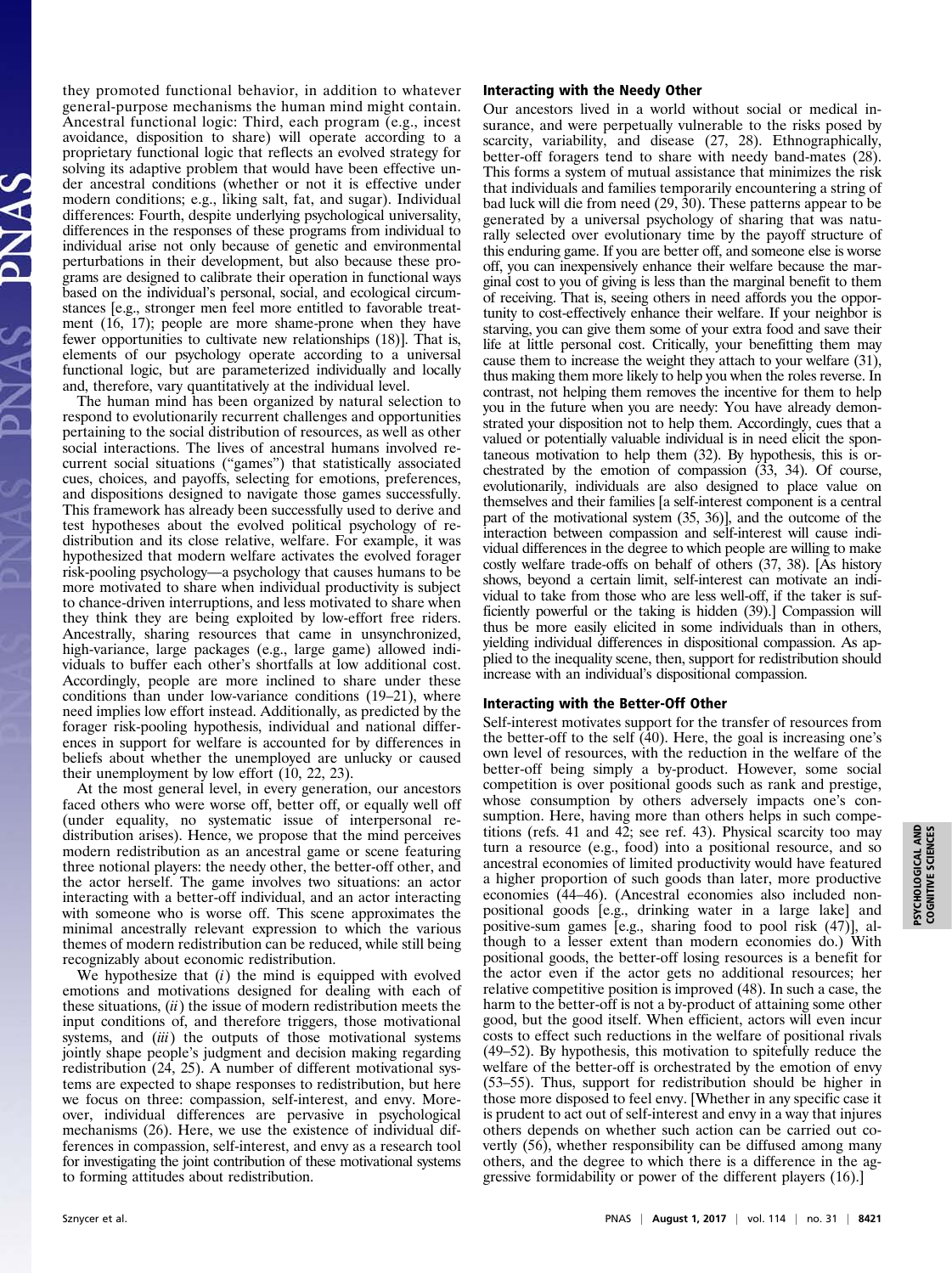they promoted functional behavior, in addition to whatever general-purpose mechanisms the human mind might contain. Ancestral functional logic: Third, each program (e.g., incest avoidance, disposition to share) will operate according to a proprietary functional logic that reflects an evolved strategy for solving its adaptive problem that would have been effective under ancestral conditions (whether or not it is effective under modern conditions; e.g., liking salt, fat, and sugar). Individual differences: Fourth, despite underlying psychological universality, differences in the responses of these programs from individual to individual arise not only because of genetic and environmental perturbations in their development, but also because these programs are designed to calibrate their operation in functional ways based on the individual's personal, social, and ecological circumstances [e.g., stronger men feel more entitled to favorable treatment (16, 17); people are more shame-prone when they have fewer opportunities to cultivate new relationships (18)]. That is, elements of our psychology operate according to a universal functional logic, but are parameterized individually and locally and, therefore, vary quantitatively at the individual level.

The human mind has been organized by natural selection to respond to evolutionarily recurrent challenges and opportunities pertaining to the social distribution of resources, as well as other social interactions. The lives of ancestral humans involved recurrent social situations ("games") that statistically associated cues, choices, and payoffs, selecting for emotions, preferences, and dispositions designed to navigate those games successfully. This framework has already been successfully used to derive and test hypotheses about the evolved political psychology of redistribution and its close relative, welfare. For example, it was hypothesized that modern welfare activates the evolved forager risk-pooling psychology—a psychology that causes humans to be more motivated to share when individual productivity is subject to chance-driven interruptions, and less motivated to share when they think they are being exploited by low-effort free riders. Ancestrally, sharing resources that came in unsynchronized, high-variance, large packages (e.g., large game) allowed individuals to buffer each other's shortfalls at low additional cost. Accordingly, people are more inclined to share under these conditions than under low-variance conditions (19–21), where need implies low effort instead. Additionally, as predicted by the forager risk-pooling hypothesis, individual and national differences in support for welfare is accounted for by differences in beliefs about whether the unemployed are unlucky or caused their unemployment by low effort (10, 22, 23).

At the most general level, in every generation, our ancestors faced others who were worse off, better off, or equally well off (under equality, no systematic issue of interpersonal redistribution arises). Hence, we propose that the mind perceives modern redistribution as an ancestral game or scene featuring three notional players: the needy other, the better-off other, and the actor herself. The game involves two situations: an actor interacting with a better-off individual, and an actor interacting with someone who is worse off. This scene approximates the minimal ancestrally relevant expression to which the various themes of modern redistribution can be reduced, while still being recognizably about economic redistribution.

We hypothesize that (*i*) the mind is equipped with evolved emotions and motivations designed for dealing with each of these situations, (*ii*) the issue of modern redistribution meets the input conditions of, and therefore triggers, those motivational systems, and (*iii*) the outputs of those motivational systems jointly shape people's judgment and decision making regarding redistribution (24, 25). A number of different motivational systems are expected to shape responses to redistribution, but here we focus on three: compassion, self-interest, and envy. Moreover, individual differences are pervasive in psychological mechanisms (26). Here, we use the existence of individual differences in compassion, self-interest, and envy as a research tool for investigating the joint contribution of these motivational systems to forming attitudes about redistribution.

## Interacting with the Needy Other

Our ancestors lived in a world without social or medical insurance, and were perpetually vulnerable to the risks posed by scarcity, variability, and disease (27, 28). Ethnographically, better-off foragers tend to share with needy band-mates (28). This forms a system of mutual assistance that minimizes the risk that individuals and families temporarily encountering a string of bad luck will die from need (29, 30). These patterns appear to be generated by a universal psychology of sharing that was naturally selected over evolutionary time by the payoff structure of this enduring game. If you are better off, and someone else is worse off, you can inexpensively enhance their welfare because the marginal cost to you of giving is less than the marginal benefit to them of receiving. That is, seeing others in need affords you the opportunity to cost-effectively enhance their welfare. If your neighbor is starving, you can give them some of your extra food and save their life at little personal cost. Critically, your benefitting them may cause them to increase the weight they attach to your welfare (31), thus making them more likely to help you when the roles reverse. In contrast, not helping them removes the incentive for them to help you in the future when you are needy: You have already demonstrated your disposition not to help them. Accordingly, cues that a valued or potentially valuable individual is in need elicit the spontaneous motivation to help them (32). By hypothesis, this is orchestrated by the emotion of compassion (33, 34). Of course, evolutionarily, individuals are also designed to place value on themselves and their families [a self-interest component is a central part of the motivational system (35, 36)], and the outcome of the interaction between compassion and self-interest will cause individual differences in the degree to which people are willing to make costly welfare trade-offs on behalf of others (37, 38). [As history shows, beyond a certain limit, self-interest can motivate an individual to take from those who are less well-off, if the taker is sufficiently powerful or the taking is hidden (39).] Compassion will thus be more easily elicited in some individuals than in others, yielding individual differences in dispositional compassion. As applied to the inequality scene, then, support for redistribution should increase with an individual's dispositional compassion.

## Interacting with the Better-Off Other

Self-interest motivates support for the transfer of resources from the better-off to the self (40). Here, the goal is increasing one's own level of resources, with the reduction in the welfare of the better-off being simply a by-product. However, some social competition is over positional goods such as rank and prestige, whose consumption by others adversely impacts one's consumption. Here, having more than others helps in such competitions (refs. 41 and 42; see ref. 43). Physical scarcity too may turn a resource (e.g., food) into a positional resource, and so ancestral economies of limited productivity would have featured a higher proportion of such goods than later, more productive economies (44–46). (Ancestral economies also included non-positional goods [e.g., drinking water in a large lake] and positive-sum games [e.g., sharing food to pool risk (47)], although to a lesser extent than modern economies do.) With positional goods, the better-off losing resources is a benefit for the actor even if the actor gets no additional resources; her relative competitive position is improved (48). In such a case, the harm to the better-off is not a by-product of attaining some other good, but the good itself. When efficient, actors will even incur costs to effect such reductions in the welfare of positional rivals (49–52). By hypothesis, this motivation to spitefully reduce the welfare of the better-off is orchestrated by the emotion of envy (53–55). Thus, support for redistribution should be higher in those more disposed to feel envy. [Whether in any specific case it is prudent to act out of self-interest and envy in a way that injures others depends on whether such action can be carried out covertly (56), whether responsibility can be diffused among many others, and the degree to which there is a difference in the aggressive formidability or power of the different players (16).]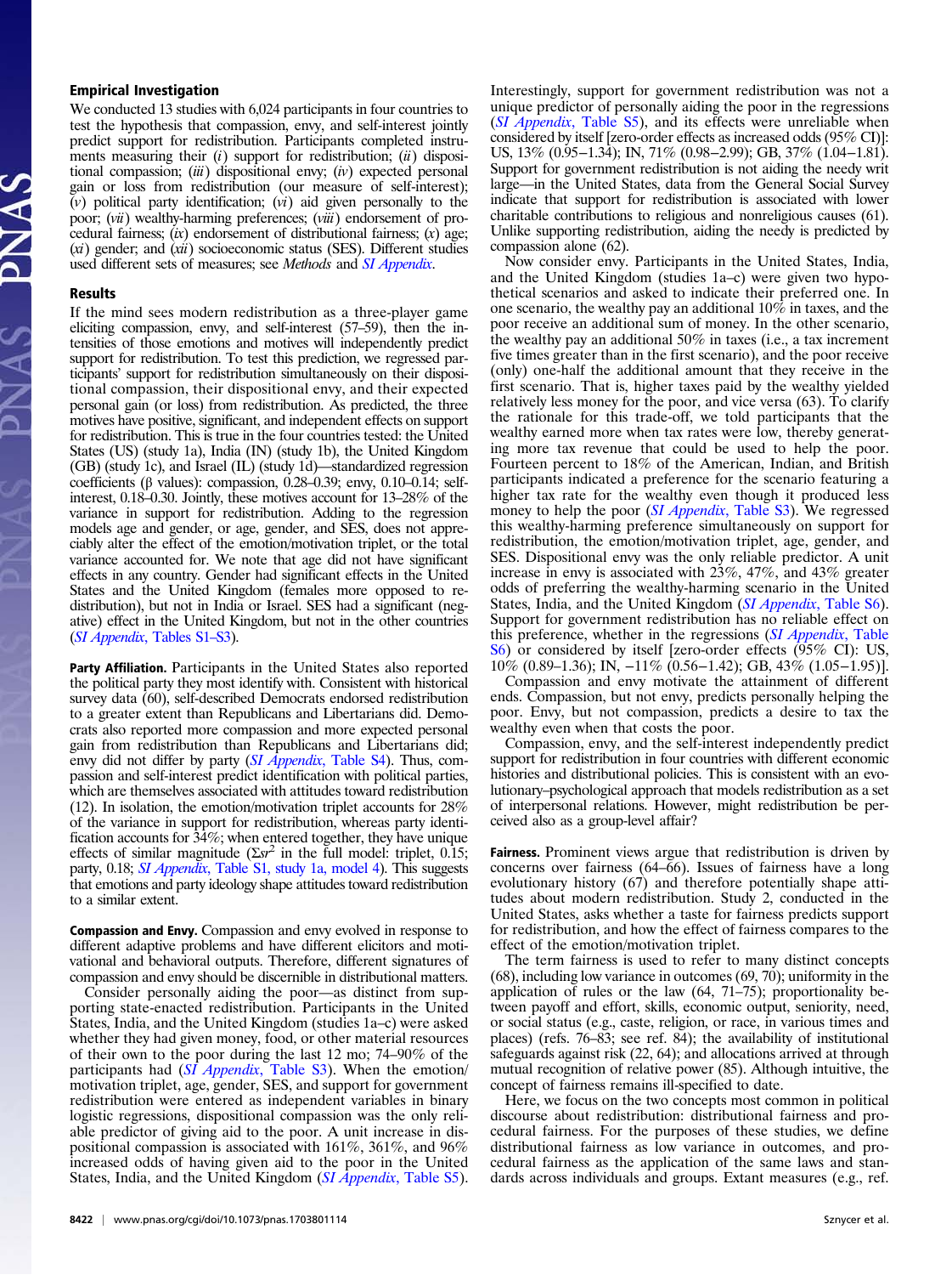### Empirical Investigation

We conducted 13 studies with 6,024 participants in four countries to test the hypothesis that compassion, envy, and self-interest jointly predict support for redistribution. Participants completed instruments measuring their (*i*) support for redistribution; (*ii*) dispositional compassion; (*iii*) dispositional envy; (*iv*) expected personal gain or loss from redistribution (our measure of self-interest); (*v*) political party identification; (*vi*) aid given personally to the poor; (*vii*) wealthy-harming preferences; (*viii*) endorsement of procedural fairness; (*ix*) endorsement of distributional fairness; (*x*) age; (*xi*) gender; and (*xii*) socioeconomic status (SES). Different studies used different sets of measures; see *Methods* and *SI Appendix*.

### Results

If the mind sees modern redistribution as a three-player game eliciting compassion, envy, and self-interest (57–59), then the intensities of those emotions and motives will independently predict support for redistribution. To test this prediction, we regressed participants' support for redistribution simultaneously on their dispositional compassion, their dispositional envy, and their expected personal gain (or loss) from redistribution. As predicted, the three motives have positive, significant, and independent effects on support for redistribution. This is true in the four countries tested: the United States (US) (study 1a), India (IN) (study 1b), the United Kingdom (GB) (study 1c), and Israel (IL) (study 1d)—standardized regression coefficients (β values): compassion, 0.28–0.39; envy, 0.10–0.14; self-interest, 0.18–0.30. Jointly, these motives account for 13–28% of the variance in support for redistribution. Adding to the regression models age and gender, or age, gender, and SES, does not appreciably alter the effect of the emotion/motivation triplet, or the total variance accounted for. We note that age did not have significant effects in any country. Gender had significant effects in the United States and the United Kingdom (females more opposed to redistribution), but not in India or Israel. SES had a significant (negative) effect in the United Kingdom, but not in the other countries (*SI Appendix*, Tables S1–S3).

**Party Affiliation.** Participants in the United States also reported the political party they most identify with. Consistent with historical survey data (60), self-described Democrats endorsed redistribution to a greater extent than Republicans and Libertarians did. Democrats also reported more compassion and more expected personal gain from redistribution than Republicans and Libertarians did; envy did not differ by party (*SI Appendix*, Table S4). Thus, compassion and self-interest predict identification with political parties, which are themselves associated with attitudes toward redistribution (12). In isolation, the emotion/motivation triplet accounts for 28% of the variance in support for redistribution, whereas party identification accounts for 34%; when entered together, they have unique effects of similar magnitude ($\Sigma sr^2$ in the full model: triplet, 0.15; party, 0.18; *SI Appendix*, Table S1, study 1a, model 4). This suggests that emotions and party ideology shape attitudes toward redistribution to a similar extent.

**Compassion and Envy.** Compassion and envy evolved in response to different adaptive problems and have different elicitors and motivational and behavioral outputs. Therefore, different signatures of compassion and envy should be discernible in distributional matters.

Consider personally aiding the poor—as distinct from supporting state-enacted redistribution. Participants in the United States, India, and the United Kingdom (studies 1a–c) were asked whether they had given money, food, or other material resources of their own to the poor during the last 12 mo; 74–90% of the participants had (*SI Appendix*, Table S3). When the emotion/motivation triplet, age, gender, SES, and support for government redistribution were entered as independent variables in binary logistic regressions, dispositional compassion was the only reliable predictor of giving aid to the poor. A unit increase in dispositional compassion is associated with 161%, 361%, and 96% increased odds of having given aid to the poor in the United States, India, and the United Kingdom (*SI Appendix*, Table S5). Interestingly, support for government redistribution was not a unique predictor of personally aiding the poor in the regressions (*SI Appendix*, Table S5), and its effects were unreliable when considered by itself [zero-order effects as increased odds (95% CI)]: US, 13% (0.95–1.34); IN, 71% (0.98–2.99); GB, 37% (1.04–1.81). Support for government redistribution is not aiding the needy writ large—in the United States, data from the General Social Survey indicate that support for redistribution is associated with lower charitable contributions to religious and nonreligious causes (61). Unlike supporting redistribution, aiding the needy is predicted by compassion alone (62).

Now consider envy. Participants in the United States, India, and the United Kingdom (studies 1a–c) were given two hypothetical scenarios and asked to indicate their preferred one. In one scenario, the wealthy pay an additional 10% in taxes, and the poor receive an additional sum of money. In the other scenario, the wealthy pay an additional 50% in taxes (i.e., a tax increment five times greater than in the first scenario), and the poor receive (only) one-half the additional amount that they receive in the first scenario. That is, higher taxes paid by the wealthy yielded relatively less money for the poor, and vice versa (63). To clarify the rationale for this trade-off, we told participants that the wealthy earned more when tax rates were low, thereby generating more tax revenue that could be used to help the poor. Fourteen percent to 18% of the American, Indian, and British participants indicated a preference for the scenario featuring a higher tax rate for the wealthy even though it produced less money to help the poor (*SI Appendix*, Table S3). We regressed this wealthy-harming preference simultaneously on support for redistribution, the emotion/motivation triplet, age, gender, and SES. Dispositional envy was the only reliable predictor. A unit increase in envy is associated with 23%, 47%, and 43% greater odds of preferring the wealthy-harming scenario in the United States, India, and the United Kingdom (*SI Appendix*, Table S6). Support for government redistribution has no reliable effect on this preference, whether in the regressions (*SI Appendix*, Table S6) or considered by itself [zero-order effects (95% CI): US, 10% (0.89–1.36); IN, −11% (0.56–1.42); GB, 43% (1.05–1.95)].

Compassion and envy motivate the attainment of different ends. Compassion, but not envy, predicts personally helping the poor. Envy, but not compassion, predicts a desire to tax the wealthy even when that costs the poor.

Compassion, envy, and the self-interest independently predict support for redistribution in four countries with different economic histories and distributional policies. This is consistent with an evolutionary–psychological approach that models redistribution as a set of interpersonal relations. However, might redistribution be perceived also as a group-level affair?

**Fairness.** Prominent views argue that redistribution is driven by concerns over fairness (64–66). Issues of fairness have a long evolutionary history (67) and therefore potentially shape attitudes about modern redistribution. Study 2, conducted in the United States, asks whether a taste for fairness predicts support for redistribution, and how the effect of fairness compares to the effect of the emotion/motivation triplet.

The term fairness is used to refer to many distinct concepts (68), including low variance in outcomes (69, 70); uniformity in the application of rules or the law (64, 71–75); proportionality between payoff and effort, skills, economic output, seniority, need, or social status (e.g., caste, religion, or race, in various times and places) (refs. 76–83; see ref. 84); the availability of institutional safeguards against risk (22, 64); and allocations arrived at through mutual recognition of relative power (85). Although intuitive, the concept of fairness remains ill-specified to date.

Here, we focus on the two concepts most common in political discourse about redistribution: distributional fairness and procedural fairness. For the purposes of these studies, we define distributional fairness as low variance in outcomes, and procedural fairness as the application of the same laws and standards across individuals and groups. Extant measures (e.g., ref.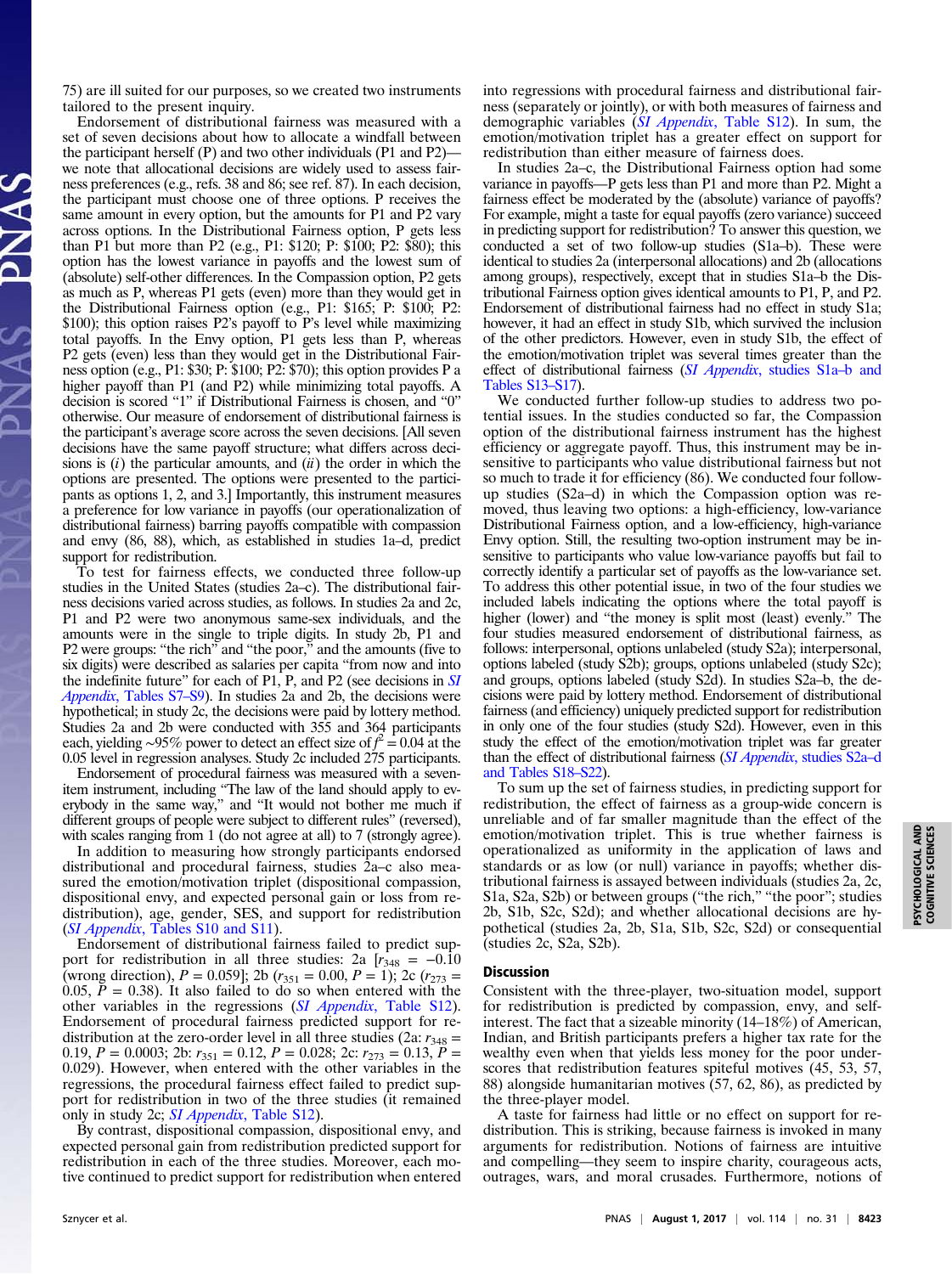75) are ill suited for our purposes, so we created two instruments tailored to the present inquiry.

Endorsement of distributional fairness was measured with a set of seven decisions about how to allocate a windfall between the participant herself (P) and two other individuals (P1 and P2)—we note that allocational decisions are widely used to assess fairness preferences (e.g., refs. 38 and 86; see ref. 87). In each decision, the participant must choose one of three options. P receives the same amount in every option, but the amounts for P1 and P2 vary across options. In the Distributional Fairness option, P gets less than P1 but more than P2 (e.g., P1: \$120; P: \$100; P2: \$80); this option has the lowest variance in payoffs and the lowest sum of (absolute) self-other differences. In the Compassion option, P2 gets as much as P, whereas P1 gets (even) more than they would get in the Distributional Fairness option (e.g., P1: \$165; P: \$100; P2: \$100); this option raises P2's payoff to P's level while maximizing total payoffs. In the Envy option, P1 gets less than P, whereas P2 gets (even) less than they would get in the Distributional Fairness option (e.g., P1: \$30; P: \$100; P2: \$70); this option provides P a higher payoff than P1 (and P2) while minimizing total payoffs. A decision is scored "1" if Distributional Fairness is chosen, and "0" otherwise. Our measure of endorsement of distributional fairness is the participant's average score across the seven decisions. [All seven decisions have the same payoff structure; what differs across decisions is (*i*) the particular amounts, and (*ii*) the order in which the options are presented. The options were presented to the participants as options 1, 2, and 3.] Importantly, this instrument measures a preference for low variance in payoffs (our operationalization of distributional fairness) barring payoffs compatible with compassion and envy (86, 88), which, as established in studies 1a–d, predict support for redistribution.

To test for fairness effects, we conducted three follow-up studies in the United States (studies 2a–c). The distributional fairness decisions varied across studies, as follows. In studies 2a and 2c, P1 and P2 were two anonymous same-sex individuals, and the amounts were in the single to triple digits. In study 2b, P1 and P2 were groups: "the rich" and "the poor," and the amounts (five to six digits) were described as salaries per capita "from now and into the indefinite future" for each of P1, P, and P2 (see decisions in *SI Appendix*, Tables S7–S9). In studies 2a and 2b, the decisions were hypothetical; in study 2c, the decisions were paid by lottery method. Studies 2a and 2b were conducted with 355 and 364 participants each, yielding ~95% power to detect an effect size of $f^2 = 0.04$ at the 0.05 level in regression analyses. Study 2c included 275 participants.

Endorsement of procedural fairness was measured with a seven-item instrument, including "The law of the land should apply to everybody in the same way," and "It would not bother me much if different groups of people were subject to different rules" (reversed), with scales ranging from 1 (do not agree at all) to 7 (strongly agree).

In addition to measuring how strongly participants endorsed distributional and procedural fairness, studies 2a–c also measured the emotion/motivation triplet (dispositional compassion, dispositional envy, and expected personal gain or loss from redistribution), age, gender, SES, and support for redistribution (*SI Appendix*, Tables S10 and S11).

Endorsement of distributional fairness failed to predict support for redistribution in all three studies: 2a [$r_{348} = -0.10$ (wrong direction), $P = 0.059$]; 2b ($r_{351} = 0.00$, $P = 1$); 2c ($r_{273} = 0.05$, $P = 0.38$). It also failed to do so when entered with the other variables in the regressions (*SI Appendix*, Table S12). Endorsement of procedural fairness predicted support for redistribution at the zero-order level in all three studies (2a: $r_{348} = 0.19$, $P = 0.0003$; 2b: $r_{351} = 0.12$, $P = 0.028$; 2c: $r_{273} = 0.13$, $P = 0.029$). However, when entered with the other variables in the regressions, the procedural fairness effect failed to predict support for redistribution in two of the three studies (it remained only in study 2c; *SI Appendix*, Table S12).

By contrast, dispositional compassion, dispositional envy, and expected personal gain from redistribution predicted support for redistribution in each of the three studies. Moreover, each motive continued to predict support for redistribution when entered into regressions with procedural fairness and distributional fairness (separately or jointly), or with both measures of fairness and demographic variables (*SI Appendix*, Table S12). In sum, the emotion/motivation triplet has a greater effect on support for redistribution than either measure of fairness does.

In studies 2a–c, the Distributional Fairness option had some variance in payoffs—P gets less than P1 and more than P2. Might a fairness effect be moderated by the (absolute) variance of payoffs? For example, might a taste for equal payoffs (zero variance) succeed in predicting support for redistribution? To answer this question, we conducted a set of two follow-up studies (S1a–b). These were identical to studies 2a (interpersonal allocations) and 2b (allocations among groups), respectively, except that in studies S1a–b the Distributional Fairness option gives identical amounts to P1, P, and P2. Endorsement of distributional fairness had no effect in study S1a; however, it had an effect in study S1b, which survived the inclusion of the other predictors. However, even in study S1b, the effect of the emotion/motivation triplet was several times greater than the effect of distributional fairness (*SI Appendix*, studies S1a–b and Tables S13–S17).

We conducted further follow-up studies to address two potential issues. In the studies conducted so far, the Compassion option of the distributional fairness instrument has the highest efficiency or aggregate payoff. Thus, this instrument may be insensitive to participants who value distributional fairness but not so much to trade it for efficiency (86). We conducted four follow-up studies (S2a–d) in which the Compassion option was removed, thus leaving two options: a high-efficiency, low-variance Distributional Fairness option, and a low-efficiency, high-variance Envy option. Still, the resulting two-option instrument may be insensitive to participants who value low-variance payoffs but fail to correctly identify a particular set of payoffs as the low-variance set. To address this other potential issue, in two of the four studies we included labels indicating the options where the total payoff is higher (lower) and "the money is split most (least) evenly." The four studies measured endorsement of distributional fairness, as follows: interpersonal, options unlabeled (study S2a); interpersonal, options labeled (study S2b); groups, options unlabeled (study S2c); and groups, options labeled (study S2d). In studies S2a–b, the decisions were paid by lottery method. Endorsement of distributional fairness (and efficiency) uniquely predicted support for redistribution in only one of the four studies (study S2d). However, even in this study the effect of the emotion/motivation triplet was far greater than the effect of distributional fairness (*SI Appendix*, studies S2a–d and Tables S18–S22).

To sum up the set of fairness studies, in predicting support for redistribution, the effect of fairness as a group-wide concern is unreliable and of far smaller magnitude than the effect of the emotion/motivation triplet. This is true whether fairness is operationalized as uniformity in the application of laws and standards or as low (or null) variance in payoffs; whether distributional fairness is assayed between individuals (studies 2a, 2c, S1a, S2a, S2b) or between groups ("the rich," "the poor"; studies 2b, S1b, S2c, S2d); and whether allocational decisions are hypothetical (studies 2a, 2b, S1a, S1b, S2c, S2d) or consequential (studies 2c, S2a, S2b).

## Discussion

Consistent with the three-player, two-situation model, support for redistribution is predicted by compassion, envy, and self-interest. The fact that a sizeable minority (14–18%) of American, Indian, and British participants prefers a higher tax rate for the wealthy even when that yields less money for the poor underscores that redistribution features spiteful motives (45, 53, 57, 88) alongside humanitarian motives (57, 62, 86), as predicted by the three-player model.

A taste for fairness had little or no effect on support for redistribution. This is striking, because fairness is invoked in many arguments for redistribution. Notions of fairness are intuitive and compelling—they seem to inspire charity, courageous acts, outrages, wars, and moral crusades. Furthermore, notions of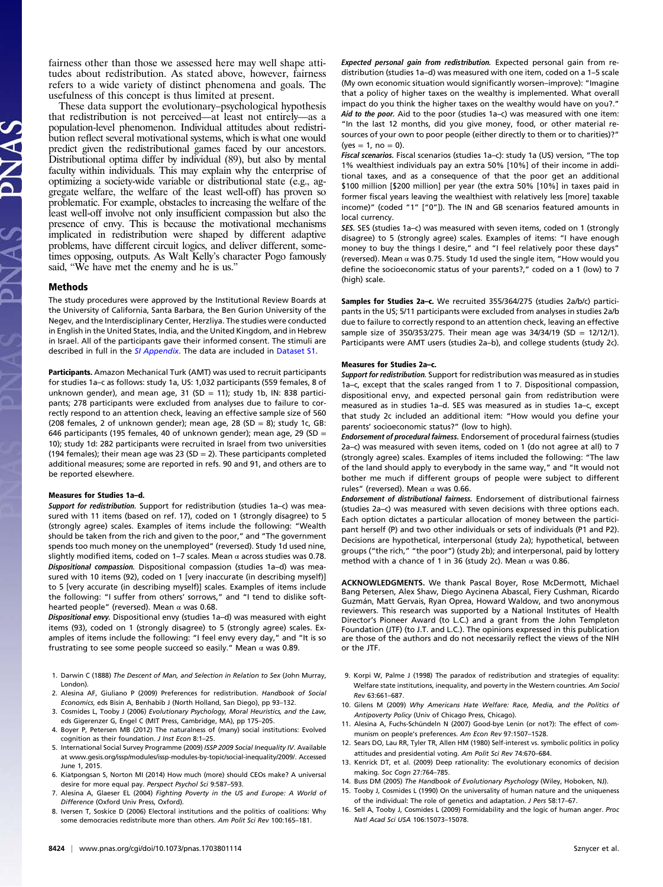fairness other than those we assessed here may well shape attitudes about redistribution. As stated above, however, fairness refers to a wide variety of distinct phenomena and goals. The usefulness of this concept is thus limited at present.

These data support the evolutionary–psychological hypothesis that redistribution is not perceived—at least not entirely—as a population-level phenomenon. Individual attitudes about redistribution reflect several motivational systems, which is what one would predict given the redistributional games faced by our ancestors. Distributional optima differ by individual (89), but also by mental faculty within individuals. This may explain why the enterprise of optimizing a society-wide variable or distributional state (e.g., aggregate welfare, the welfare of the least well-off) has proven so problematic. For example, obstacles to increasing the welfare of the least well-off involve not only insufficient compassion but also the presence of envy. This is because the motivational mechanisms implicated in redistribution were shaped by different adaptive problems, have different circuit logics, and deliver different, sometimes opposing, outputs. As Walt Kelly's character Pogo famously said, "We have met the enemy and he is us."

## Methods

The study procedures were approved by the Institutional Review Boards at the University of California, Santa Barbara, the Ben Gurion University of the Negev, and the Interdisciplinary Center, Herzliya. The studies were conducted in English in the United States, India, and the United Kingdom, and in Hebrew in Israel. All of the participants gave their informed consent. The stimuli are described in full in the *SI Appendix*. The data are included in Dataset S1.

**Participants.** Amazon Mechanical Turk (AMT) was used to recruit participants for studies 1a–c as follows: study 1a, US: 1,032 participants (559 females, 8 of unknown gender), and mean age, 31 (SD = 11); study 1b, IN: 838 participants; 278 participants were excluded from analyses due to failure to correctly respond to an attention check, leaving an effective sample size of 560 (208 females, 2 of unknown gender); mean age, 28 (SD = 8); study 1c, GB: 646 participants (195 females, 40 of unknown gender); mean age, 29 (SD = 10); study 1d: 282 participants were recruited in Israel from two universities (194 females); their mean age was 23 (SD = 2). These participants completed additional measures; some are reported in refs. 90 and 91, and others are to be reported elsewhere.

### Measures for Studies 1a–d.

***Support for redistribution.*** Support for redistribution (studies 1a–c) was measured with 11 items (based on ref. 17), coded on 1 (strongly disagree) to 5 (strongly agree) scales. Examples of items include the following: "Wealth should be taken from the rich and given to the poor," and "The government spends too much money on the unemployed" (reversed). Study 1d used nine, slightly modified items, coded on 1–7 scales. Mean α across studies was 0.78.

***Dispositional compassion.*** Dispositional compassion (studies 1a–d) was measured with 10 items (92), coded on 1 [very inaccurate (in describing myself)] to 5 [very accurate (in describing myself)] scales. Examples of items include the following: "I suffer from others' sorrows," and "I tend to dislike soft-hearted people" (reversed). Mean α was 0.68.

***Dispositional envy.*** Dispositional envy (studies 1a–d) was measured with eight items (93), coded on 1 (strongly disagree) to 5 (strongly agree) scales. Examples of items include the following: "I feel envy every day," and "It is so frustrating to see some people succeed so easily." Mean α was 0.89.

***Expected personal gain from redistribution.*** Expected personal gain from redistribution (studies 1a–d) was measured with one item, coded on a 1–5 scale (My own economic situation would significantly worsen–improve): "Imagine that a policy of higher taxes on the wealthy is implemented. What overall impact do you think the higher taxes on the wealthy would have on you?."

***Aid to the poor.*** Aid to the poor (studies 1a–c) was measured with one item: "In the last 12 months, did you give money, food, or other material resources of your own to poor people (either directly to them or to charities)?" (yes = 1, no = 0).

***Fiscal scenarios.*** Fiscal scenarios (studies 1a–c): study 1a (US) version, "The top 1% wealthiest individuals pay an extra 50% [10%] of their income in additional taxes, and as a consequence of that the poor get an additional \$100 million [\$200 million] per year (the extra 50% [10%] in taxes paid in former fiscal years leaving the wealthiest with relatively less [more] taxable income)" (coded "1" ["0"]). The IN and GB scenarios featured amounts in local currency.

***SES.*** SES (studies 1a–c) was measured with seven items, coded on 1 (strongly disagree) to 5 (strongly agree) scales. Examples of items: "I have enough money to buy the things I desire," and "I feel relatively poor these days" (reversed). Mean α was 0.75. Study 1d used the single item, "How would you define the socioeconomic status of your parents?," coded on a 1 (low) to 7 (high) scale.

**Samples for Studies 2a–c.** We recruited 355/364/275 (studies 2a/b/c) participants in the US; 5/11 participants were excluded from analyses in studies 2a/b due to failure to correctly respond to an attention check, leaving an effective sample size of 350/353/275. Their mean age was 34/34/19 (SD = 12/12/1). Participants were AMT users (studies 2a–b), and college students (study 2c).

### Measures for Studies 2a–c.

***Support for redistribution.*** Support for redistribution was measured as in studies 1a–c, except that the scales ranged from 1 to 7. Dispositional compassion, dispositional envy, and expected personal gain from redistribution were measured as in studies 1a–d. SES was measured as in studies 1a–c, except that study 2c included an additional item: "How would you define your parents' socioeconomic status?" (low to high).

***Endorsement of procedural fairness.*** Endorsement of procedural fairness (studies 2a–c) was measured with seven items, coded on 1 (do not agree at all) to 7 (strongly agree) scales. Examples of items included the following: "The law of the land should apply to everybody in the same way," and "It would not bother me much if different groups of people were subject to different rules" (reversed). Mean α was 0.66.

***Endorsement of distributional fairness.*** Endorsement of distributional fairness (studies 2a–c) was measured with seven decisions with three options each. Each option dictates a particular allocation of money between the participant herself (P) and two other individuals or sets of individuals (P1 and P2). Decisions are hypothetical, interpersonal (study 2a); hypothetical, between groups ("the rich," "the poor") (study 2b); and interpersonal, paid by lottery method with a chance of 1 in 36 (study 2c). Mean α was 0.86.

**ACKNOWLEDGMENTS.** We thank Pascal Boyer, Rose McDermott, Michael Bang Petersen, Alex Shaw, Diego Aycinena Abascal, Fiery Cushman, Ricardo Guzmán, Matt Gervais, Ryan Oprea, Howard Waldow, and two anonymous reviewers. This research was supported by a National Institutes of Health Director's Pioneer Award (to L.C.) and a grant from the John Templeton Foundation (JTF) (to J.T. and L.C.). The opinions expressed in this publication are those of the authors and do not necessarily reflect the views of the NIH or the JTF.

1. Darwin C (1888) *The Descent of Man, and Selection in Relation to Sex* (John Murray, London).
2. Alesina AF, Giuliano P (2009) Preferences for redistribution. *Handbook of Social Economics*, eds Bisin A, Benhabib J (North Holland, San Diego), pp 93–132.
3. Cosmides L, Tooby J (2006) *Evolutionary Psychology, Moral Heuristics, and the Law*, eds Gigerenzer G, Engel C (MIT Press, Cambridge, MA), pp 175–205.
4. Boyer P, Petersen MB (2012) The naturalness of (many) social institutions: Evolved cognition as their foundation. *J Inst Econ* 8:1–25.
5. International Social Survey Programme (2009) *ISSP 2009 Social Inequality IV*. Available at www.gesis.org/issp/modules/issp-modules-by-topic/social-inequality/2009/. Accessed June 1, 2015.
6. Kiatpongsan S, Norton MI (2014) How much (more) should CEOs make? A universal desire for more equal pay. *Perspect Psychol Sci* 9:587–593.
7. Alesina A, Glaeser EL (2004) *Fighting Poverty in the US and Europe: A World of Difference* (Oxford Univ Press, Oxford).
8. Iversen T, Soskice D (2006) Electoral institutions and the politics of coalitions: Why some democracies redistribute more than others. *Am Polit Sci Rev* 100:165–181.
9. Korpi W, Palme J (1998) The paradox of redistribution and strategies of equality: Welfare state institutions, inequality, and poverty in the Western countries. *Am Sociol Rev* 63:661–687.
10. Gilens M (2009) *Why Americans Hate Welfare: Race, Media, and the Politics of Antipoverty Policy* (Univ of Chicago Press, Chicago).
11. Alesina A, Fuchs-Schündeln N (2007) Good-bye Lenin (or not?): The effect of communism on people's preferences. *Am Econ Rev* 97:1507–1528.
12. Sears DO, Lau RR, Tyler TR, Allen HM (1980) Self-interest vs. symbolic politics in policy attitudes and presidential voting. *Am Polit Sci Rev* 74:670–684.
13. Kenrick DT, et al. (2009) Deep rationality: The evolutionary economics of decision making. *Soc Cogn* 27:764–785.
14. Buss DM (2005) *The Handbook of Evolutionary Psychology* (Wiley, Hoboken, NJ).
15. Tooby J, Cosmides L (1990) On the universality of human nature and the uniqueness of the individual: The role of genetics and adaptation. *J Pers* 58:17–67.
16. Sell A, Tooby J, Cosmides L (2009) Formidability and the logic of human anger. *Proc Natl Acad Sci USA* 106:15073–15078.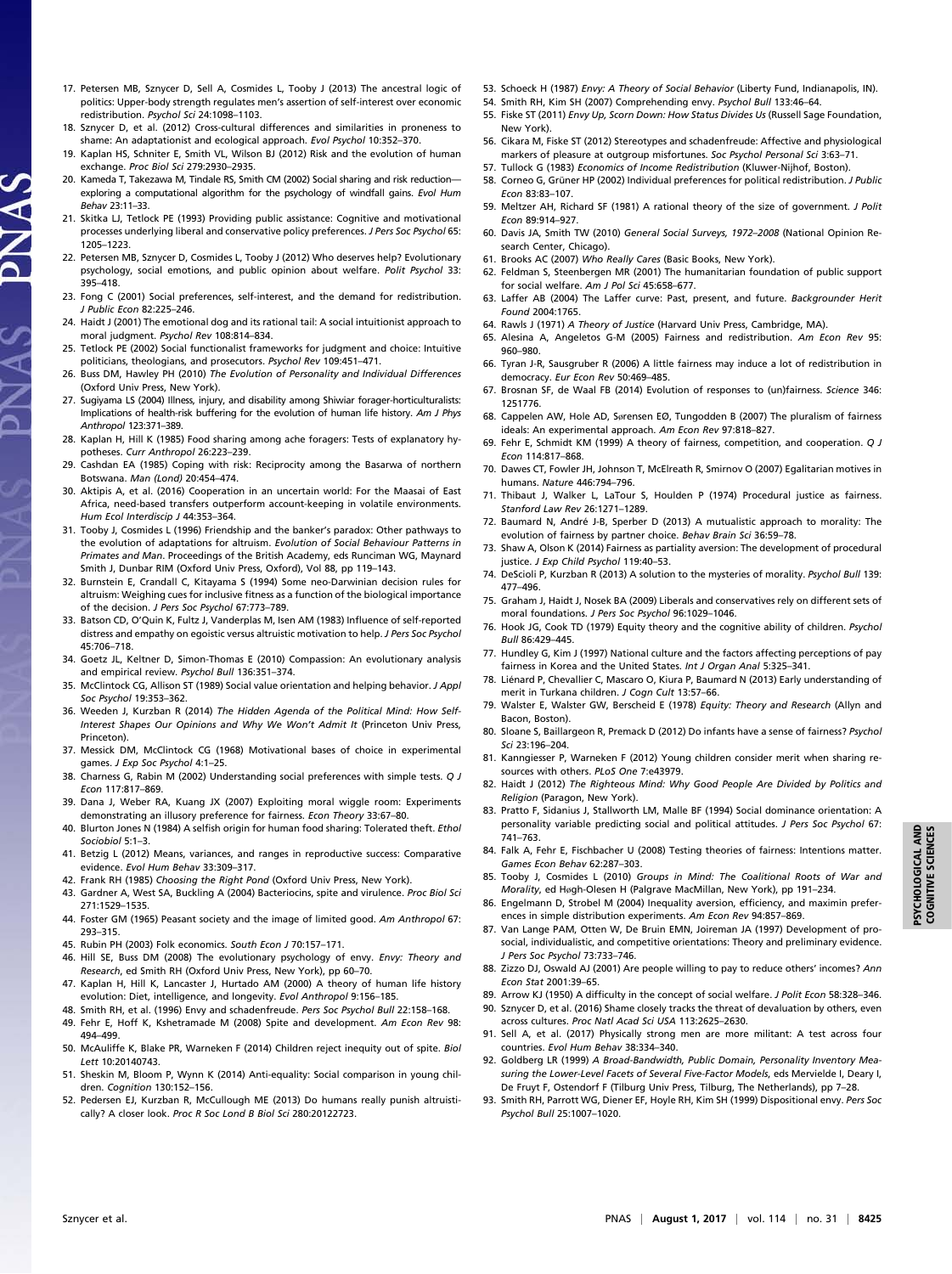17. Petersen MB, Sznycer D, Sell A, Cosmides L, Tooby J (2013) The ancestral logic of politics: Upper-body strength regulates men's assertion of self-interest over economic redistribution. *Psychol Sci* 24:1098–1103.
18. Sznycer D, et al. (2012) Cross-cultural differences and similarities in proneness to shame: An adaptationist and ecological approach. *Evol Psychol* 10:352–370.
19. Kaplan HS, Schniter E, Smith VL, Wilson BJ (2012) Risk and the evolution of human exchange. *Proc Biol Sci* 279:2930–2935.
20. Kameda T, Takezawa M, Tindale RS, Smith CM (2002) Social sharing and risk reduction—exploring a computational algorithm for the psychology of windfall gains. *Evol Hum Behav* 23:11–33.
21. Skitka LJ, Tetlock PE (1993) Providing public assistance: Cognitive and motivational processes underlying liberal and conservative policy preferences. *J Pers Soc Psychol* 65: 1205–1223.
22. Petersen MB, Sznycer D, Cosmides L, Tooby J (2012) Who deserves help? Evolutionary psychology, social emotions, and public opinion about welfare. *Polit Psychol* 33: 395–418.
23. Fong C (2001) Social preferences, self-interest, and the demand for redistribution. *J Public Econ* 82:225–246.
24. Haidt J (2001) The emotional dog and its rational tail: A social intuitionist approach to moral judgment. *Psychol Rev* 108:814–834.
25. Tetlock PE (2002) Social functionalist frameworks for judgment and choice: Intuitive politicians, theologians, and prosecutors. *Psychol Rev* 109:451–471.
26. Buss DM, Hawley PH (2010) *The Evolution of Personality and Individual Differences* (Oxford Univ Press, New York).
27. Sugiyama LS (2004) Illness, injury, and disability among Shiwiar forager-horticulturalists: Implications of health-risk buffering for the evolution of human life history. *Am J Phys Anthropol* 123:371–389.
28. Kaplan H, Hill K (1985) Food sharing among ache foragers: Tests of explanatory hypotheses. *Curr Anthropol* 26:223–239.
29. Cashdan EA (1985) Coping with risk: Reciprocity among the Basarwa of northern Botswana. *Man (Lond)* 20:454–474.
30. Aktipis A, et al. (2016) Cooperation in an uncertain world: For the Maasai of East Africa, need-based transfers outperform account-keeping in volatile environments. *Hum Ecol Interdiscip J* 44:353–364.
31. Tooby J, Cosmides L (1996) Friendship and the banker's paradox: Other pathways to the evolution of adaptations for altruism. *Evolution of Social Behaviour Patterns in Primates and Man*. Proceedings of the British Academy, eds Runciman WG, Maynard Smith J, Dunbar RIM (Oxford Univ Press, Oxford), Vol 88, pp 119–143.
32. Burnstein E, Crandall C, Kitayama S (1994) Some neo-Darwinian decision rules for altruism: Weighing cues for inclusive fitness as a function of the biological importance of the decision. *J Pers Soc Psychol* 67:773–789.
33. Batson CD, O'Quin K, Fultz J, Vanderplas M, Isen AM (1983) Influence of self-reported distress and empathy on egoistic versus altruistic motivation to help. *J Pers Soc Psychol* 45:706–718.
34. Goetz JL, Keltner D, Simon-Thomas E (2010) Compassion: An evolutionary analysis and empirical review. *Psychol Bull* 136:351–374.
35. McClintock CG, Allison ST (1989) Social value orientation and helping behavior. *J Appl Soc Psychol* 19:353–362.
36. Weeden J, Kurzban R (2014) *The Hidden Agenda of the Political Mind: How Self-Interest Shapes Our Opinions and Why We Won't Admit It* (Princeton Univ Press, Princeton).
37. Messick DM, McClintock CG (1968) Motivational bases of choice in experimental games. *J Exp Soc Psychol* 4:1–25.
38. Charness G, Rabin M (2002) Understanding social preferences with simple tests. *Q J Econ* 117:817–869.
39. Dana J, Weber RA, Kuang JX (2007) Exploiting moral wiggle room: Experiments demonstrating an illusory preference for fairness. *Econ Theory* 33:67–80.
40. Blurton Jones N (1984) A selfish origin for human food sharing: Tolerated theft. *Ethol Sociobiol* 5:1–3.
41. Betzig L (2012) Means, variances, and ranges in reproductive success: Comparative evidence. *Evol Hum Behav* 33:309–317.
42. Frank RH (1985) *Choosing the Right Pond* (Oxford Univ Press, New York).
43. Gardner A, West SA, Buckling A (2004) Bacteriocins, spite and virulence. *Proc Biol Sci* 271:1529–1535.
44. Foster GM (1965) Peasant society and the image of limited good. *Am Anthropol* 67: 293–315.
45. Rubin PH (2003) Folk economics. *South Econ J* 70:157–171.
46. Hill SE, Buss DM (2008) The evolutionary psychology of envy. *Envy: Theory and Research*, ed Smith RH (Oxford Univ Press, New York), pp 60–70.
47. Kaplan H, Hill K, Lancaster J, Hurtado AM (2000) A theory of human life history evolution: Diet, intelligence, and longevity. *Evol Anthropol* 9:156–185.
48. Smith RH, et al. (1996) Envy and schadenfreude. *Pers Soc Psychol Bull* 22:158–168.
49. Fehr E, Hoff K, Kshetramade M (2008) Spite and development. *Am Econ Rev* 98: 494–499.
50. McAuliffe K, Blake PR, Warneken F (2014) Children reject inequity out of spite. *Biol Lett* 10:20140743.
51. Sheskin M, Bloom P, Wynn K (2014) Anti-equality: Social comparison in young children. *Cognition* 130:152–156.
52. Pedersen EJ, Kurzban R, McCullough ME (2013) Do humans really punish altruistically? A closer look. *Proc R Soc Lond B Biol Sci* 280:20122723.
53. Schoeck H (1987) *Envy: A Theory of Social Behavior* (Liberty Fund, Indianapolis, IN).
54. Smith RH, Kim SH (2007) Comprehending envy. *Psychol Bull* 133:46–64.
55. Fiske ST (2011) *Envy Up, Scorn Down: How Status Divides Us* (Russell Sage Foundation, New York).
56. Cikara M, Fiske ST (2012) Stereotypes and schadenfreude: Affective and physiological markers of pleasure at outgroup misfortunes. *Soc Psychol Personal Sci* 3:63–71.
57. Tullock G (1983) *Economics of Income Redistribution* (Kluwer-Nijhof, Boston).
58. Corneo G, Grüner HP (2002) Individual preferences for political redistribution. *J Public Econ* 83:83–107.
59. Meltzer AH, Richard SF (1981) A rational theory of the size of government. *J Polit Econ* 89:914–927.
60. Davis JA, Smith TW (2010) *General Social Surveys, 1972–2008* (National Opinion Research Center, Chicago).
61. Brooks AC (2007) *Who Really Cares* (Basic Books, New York).
62. Feldman S, Steenbergen MR (2001) The humanitarian foundation of public support for social welfare. *Am J Pol Sci* 45:658–677.
63. Laffer AB (2004) The Laffer curve: Past, present, and future. *Backgrounder Herit Found* 2004:1765.
64. Rawls J (1971) *A Theory of Justice* (Harvard Univ Press, Cambridge, MA).
65. Alesina A, Angeletos G-M (2005) Fairness and redistribution. *Am Econ Rev* 95: 960–980.
66. Tyran J-R, Sausgruber R (2006) A little fairness may induce a lot of redistribution in democracy. *Eur Econ Rev* 50:469–485.
67. Brosnan SF, de Waal FB (2014) Evolution of responses to (un)fairness. *Science* 346: 1251776.
68. Cappelen AW, Hole AD, Sørensen EØ, Tungodden B (2007) The pluralism of fairness ideals: An experimental approach. *Am Econ Rev* 97:818–827.
69. Fehr E, Schmidt KM (1999) A theory of fairness, competition, and cooperation. *Q J Econ* 114:817–868.
70. Dawes CT, Fowler JH, Johnson T, McElreath R, Smirnov O (2007) Egalitarian motives in humans. *Nature* 446:794–796.
71. Thibaut J, Walker L, LaTour S, Houlden P (1974) Procedural justice as fairness. *Stanford Law Rev* 26:1271–1289.
72. Baumard N, André J-B, Sperber D (2013) A mutualistic approach to morality: The evolution of fairness by partner choice. *Behav Brain Sci* 36:59–78.
73. Shaw A, Olson K (2014) Fairness as partiality aversion: The development of procedural justice. *J Exp Child Psychol* 119:40–53.
74. DeScioli P, Kurzban R (2013) A solution to the mysteries of morality. *Psychol Bull* 139: 477–496.
75. Graham J, Haidt J, Nosek BA (2009) Liberals and conservatives rely on different sets of moral foundations. *J Pers Soc Psychol* 96:1029–1046.
76. Hook JG, Cook TD (1979) Equity theory and the cognitive ability of children. *Psychol Bull* 86:429–445.
77. Hundley G, Kim J (1997) National culture and the factors affecting perceptions of pay fairness in Korea and the United States. *Int J Organ Anal* 5:325–341.
78. Liénard P, Chevallier C, Mascaro O, Kiura P, Baumard N (2013) Early understanding of merit in Turkana children. *J Cogn Cult* 13:57–66.
79. Walster E, Walster GW, Berscheid E (1978) *Equity: Theory and Research* (Allyn and Bacon, Boston).
80. Sloane S, Baillargeon R, Premack D (2012) Do infants have a sense of fairness? *Psychol Sci* 23:196–204.
81. Kanngiesser P, Warneken F (2012) Young children consider merit when sharing resources with others. *PLoS One* 7:e43979.
82. Haidt J (2012) *The Righteous Mind: Why Good People Are Divided by Politics and Religion* (Paragon, New York).
83. Pratto F, Sidanius J, Stallworth LM, Malle BF (1994) Social dominance orientation: A personality variable predicting social and political attitudes. *J Pers Soc Psychol* 67: 741–763.
84. Falk A, Fehr E, Fischbacher U (2008) Testing theories of fairness: Intentions matter. *Games Econ Behav* 62:287–303.
85. Tooby J, Cosmides L (2010) *Groups in Mind: The Coalitional Roots of War and Morality*, ed Høgh-Olesen H (Palgrave MacMillan, New York), pp 191–234.
86. Engelmann D, Strobel M (2004) Inequality aversion, efficiency, and maximin preferences in simple distribution experiments. *Am Econ Rev* 94:857–869.
87. Van Lange PAM, Otten W, De Bruin EMN, Joireman JA (1997) Development of prosocial, individualistic, and competitive orientations: Theory and preliminary evidence. *J Pers Soc Psychol* 73:733–746.
88. Zizzo DJ, Oswald AJ (2001) Are people willing to pay to reduce others' incomes? *Ann Econ Stat* 2001:39–65.
89. Arrow KJ (1950) A difficulty in the concept of social welfare. *J Polit Econ* 58:328–346.
90. Sznycer D, et al. (2016) Shame closely tracks the threat of devaluation by others, even across cultures. *Proc Natl Acad Sci USA* 113:2625–2630.
91. Sell A, et al. (2017) Physically strong men are more militant: A test across four countries. *Evol Hum Behav* 38:334–340.
92. Goldberg LR (1999) *A Broad-Bandwidth, Public Domain, Personality Inventory Measuring the Lower-Level Facets of Several Five-Factor Models*, eds Mervielde I, Deary I, De Fruyt F, Ostendorf F (Tilburg Univ Press, Tilburg, The Netherlands), pp 7–28.
93. Smith RH, Parrott WG, Diener EF, Hoyle RH, Kim SH (1999) Dispositional envy. *Pers Soc Psychol Bull* 25:1007–1020.